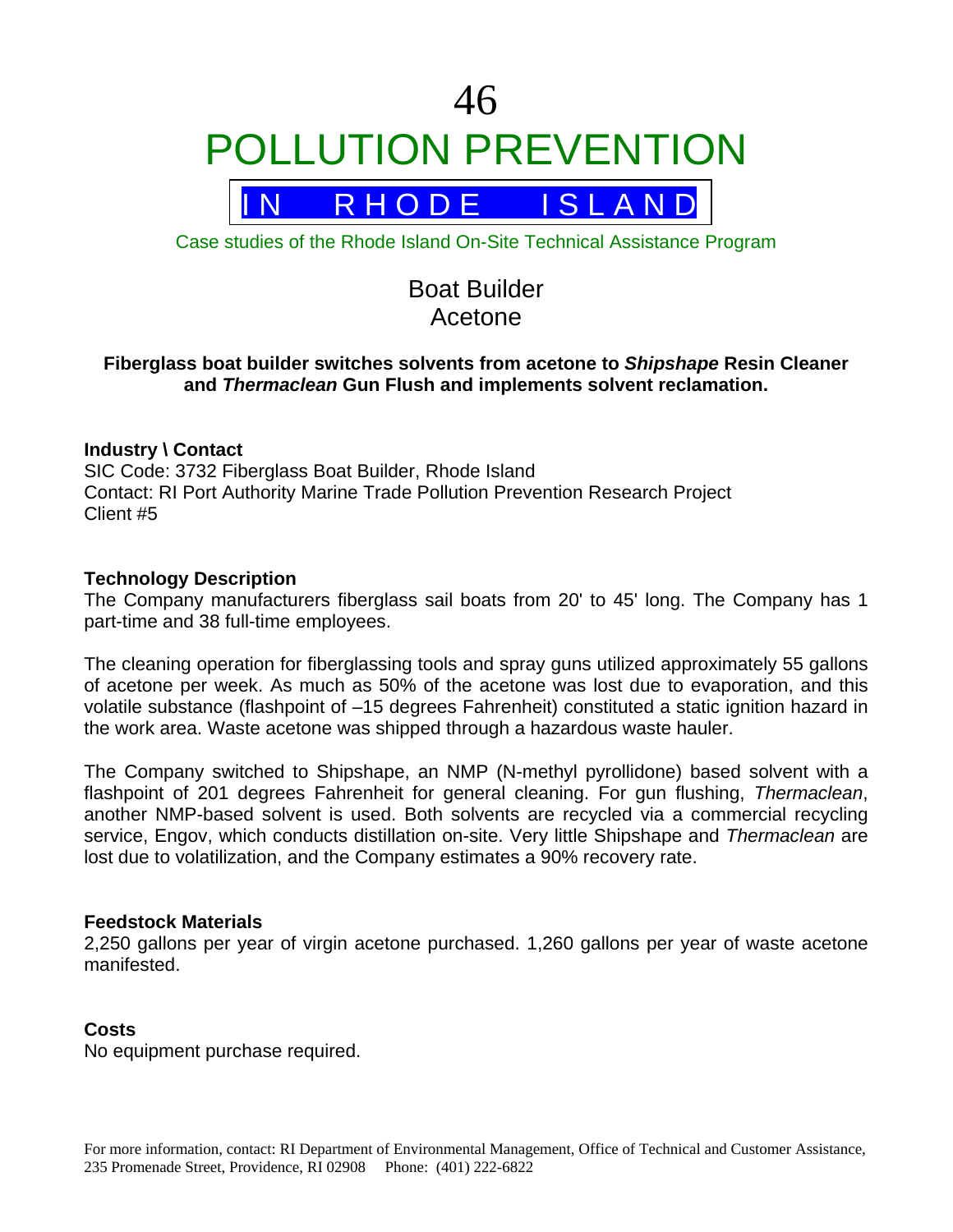# 46

# POLLUTION PREVENTION

## IN RHODE ISLAND

Case studies of the Rhode Island On-Site Technical Assistance Program

## Boat Builder
## Acetone

**Fiberglass boat builder switches solvents from acetone to *Shipshape* Resin Cleaner and *Thermaclean* Gun Flush and implements solvent reclamation.**

**Industry \ Contact**
SIC Code: 3732 Fiberglass Boat Builder, Rhode Island
Contact: RI Port Authority Marine Trade Pollution Prevention Research Project
Client #5

**Technology Description**
The Company manufacturers fiberglass sail boats from 20' to 45' long. The Company has 1 part-time and 38 full-time employees.

The cleaning operation for fiberglassing tools and spray guns utilized approximately 55 gallons of acetone per week. As much as 50% of the acetone was lost due to evaporation, and this volatile substance (flashpoint of –15 degrees Fahrenheit) constituted a static ignition hazard in the work area. Waste acetone was shipped through a hazardous waste hauler.

The Company switched to Shipshape, an NMP (N-methyl pyrollidone) based solvent with a flashpoint of 201 degrees Fahrenheit for general cleaning. For gun flushing, *Thermaclean*, another NMP-based solvent is used. Both solvents are recycled via a commercial recycling service, Engov, which conducts distillation on-site. Very little Shipshape and *Thermaclean* are lost due to volatilization, and the Company estimates a 90% recovery rate.

**Feedstock Materials**
2,250 gallons per year of virgin acetone purchased. 1,260 gallons per year of waste acetone manifested.

**Costs**
No equipment purchase required.

For more information, contact: RI Department of Environmental Management, Office of Technical and Customer Assistance, 235 Promenade Street, Providence, RI 02908 Phone: (401) 222-6822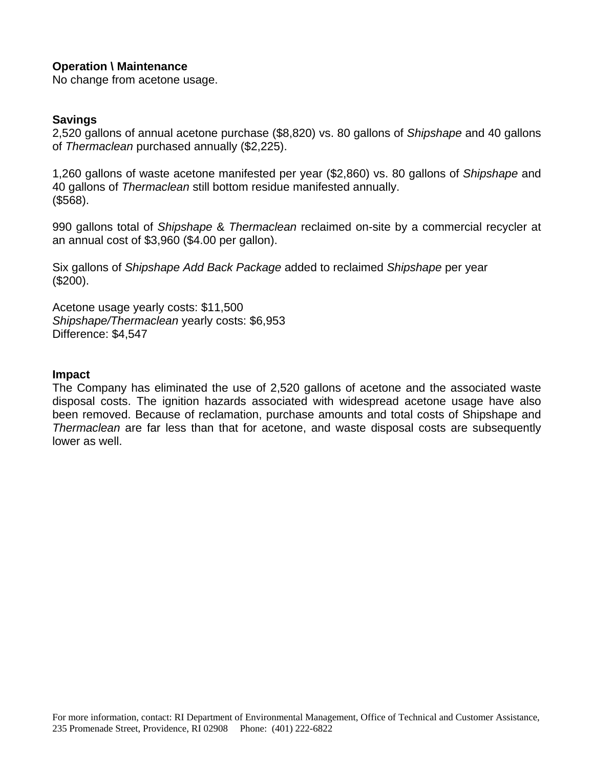**Operation \ Maintenance**
No change from acetone usage.

**Savings**
2,520 gallons of annual acetone purchase ($8,820) vs. 80 gallons of *Shipshape* and 40 gallons of *Thermaclean* purchased annually ($2,225).

1,260 gallons of waste acetone manifested per year ($2,860) vs. 80 gallons of *Shipshape* and 40 gallons of *Thermaclean* still bottom residue manifested annually.
($568).

990 gallons total of *Shipshape* & *Thermaclean* reclaimed on-site by a commercial recycler at an annual cost of $3,960 ($4.00 per gallon).

Six gallons of *Shipshape Add Back Package* added to reclaimed *Shipshape* per year
($200).

Acetone usage yearly costs: $11,500
*Shipshape/Thermaclean* yearly costs: $6,953
Difference: $4,547

**Impact**
The Company has eliminated the use of 2,520 gallons of acetone and the associated waste disposal costs. The ignition hazards associated with widespread acetone usage have also been removed. Because of reclamation, purchase amounts and total costs of Shipshape and *Thermaclean* are far less than that for acetone, and waste disposal costs are subsequently lower as well.

For more information, contact: RI Department of Environmental Management, Office of Technical and Customer Assistance, 235 Promenade Street, Providence, RI 02908 Phone: (401) 222-6822